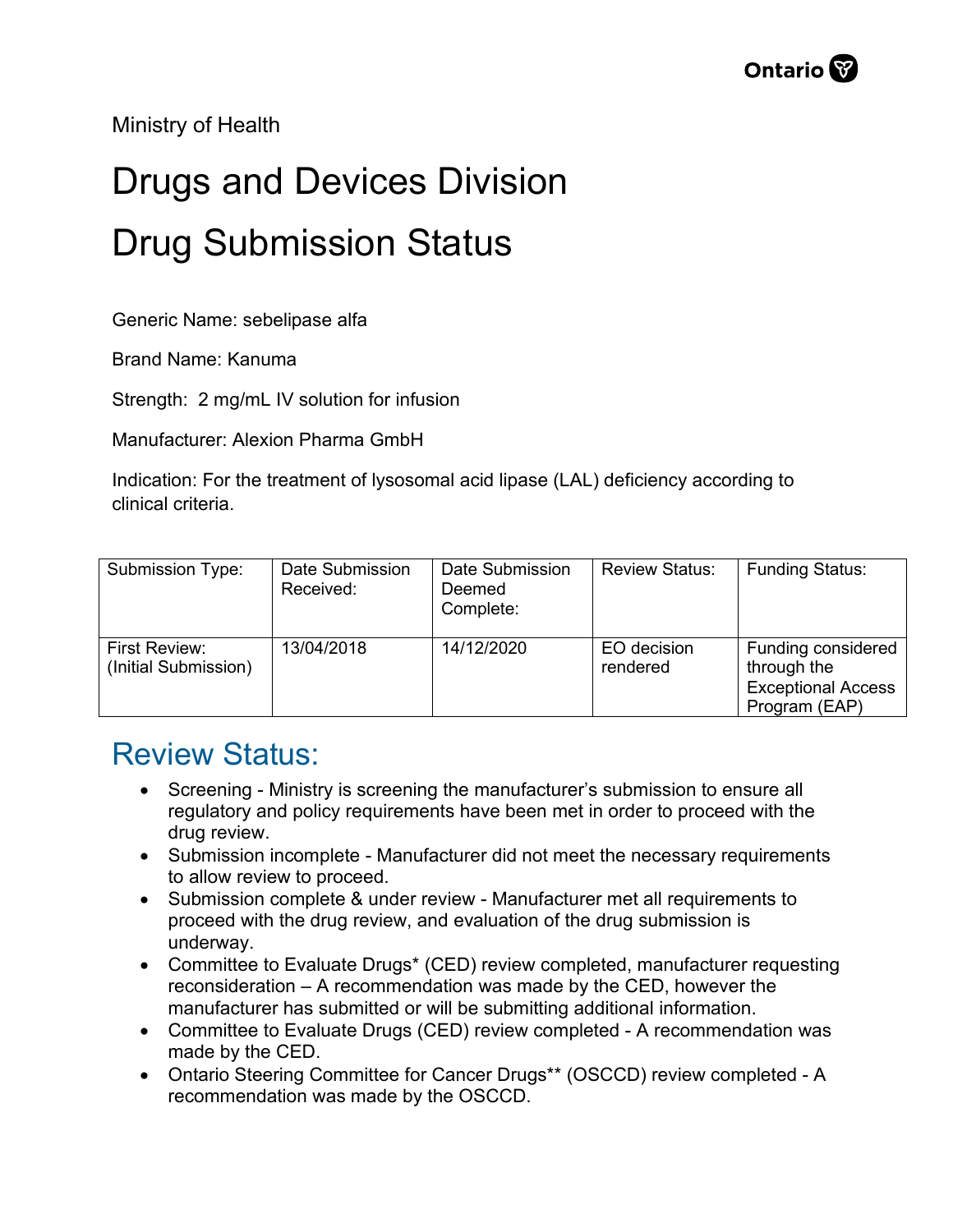Ministry of Health

# Drugs and Devices Division

# Drug Submission Status

Generic Name: sebelipase alfa

Brand Name: Kanuma

Strength: 2 mg/mL IV solution for infusion

Manufacturer: Alexion Pharma GmbH

Indication: For the treatment of lysosomal acid lipase (LAL) deficiency according to clinical criteria.

| Submission Type: | Date Submission Received: | Date Submission Deemed Complete: | Review Status: | Funding Status: |
|---|---|---|---|---|
| First Review: (Initial Submission) | 13/04/2018 | 14/12/2020 | EO decision rendered | Funding considered through the Exceptional Access Program (EAP) |

## Review Status:

- Screening - Ministry is screening the manufacturer's submission to ensure all regulatory and policy requirements have been met in order to proceed with the drug review.
- Submission incomplete - Manufacturer did not meet the necessary requirements to allow review to proceed.
- Submission complete & under review - Manufacturer met all requirements to proceed with the drug review, and evaluation of the drug submission is underway.
- Committee to Evaluate Drugs* (CED) review completed, manufacturer requesting reconsideration – A recommendation was made by the CED, however the manufacturer has submitted or will be submitting additional information.
- Committee to Evaluate Drugs (CED) review completed - A recommendation was made by the CED.
- Ontario Steering Committee for Cancer Drugs** (OSCCD) review completed - A recommendation was made by the OSCCD.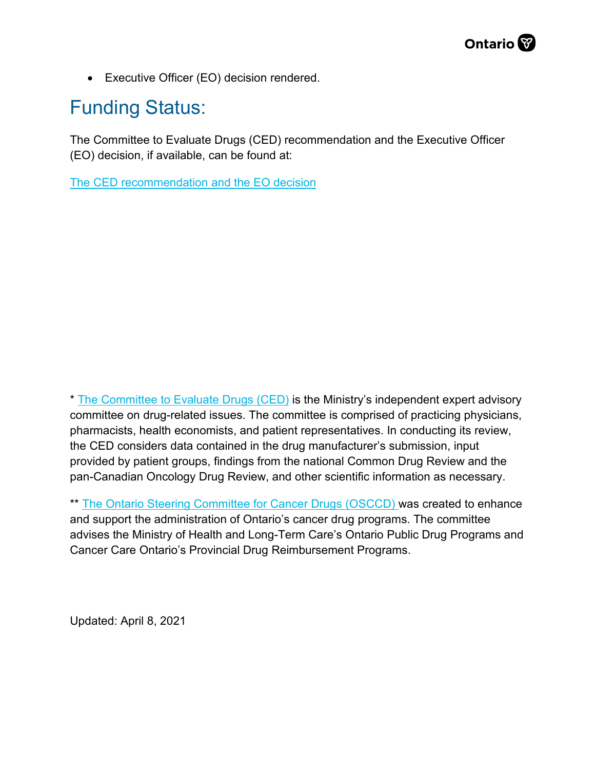- Executive Officer (EO) decision rendered.

## Funding Status:

The Committee to Evaluate Drugs (CED) recommendation and the Executive Officer (EO) decision, if available, can be found at:

The CED recommendation and the EO decision

* The Committee to Evaluate Drugs (CED) is the Ministry's independent expert advisory committee on drug-related issues. The committee is comprised of practicing physicians, pharmacists, health economists, and patient representatives. In conducting its review, the CED considers data contained in the drug manufacturer's submission, input provided by patient groups, findings from the national Common Drug Review and the pan-Canadian Oncology Drug Review, and other scientific information as necessary.

** The Ontario Steering Committee for Cancer Drugs (OSCCD) was created to enhance and support the administration of Ontario's cancer drug programs. The committee advises the Ministry of Health and Long-Term Care's Ontario Public Drug Programs and Cancer Care Ontario's Provincial Drug Reimbursement Programs.

Updated: April 8, 2021